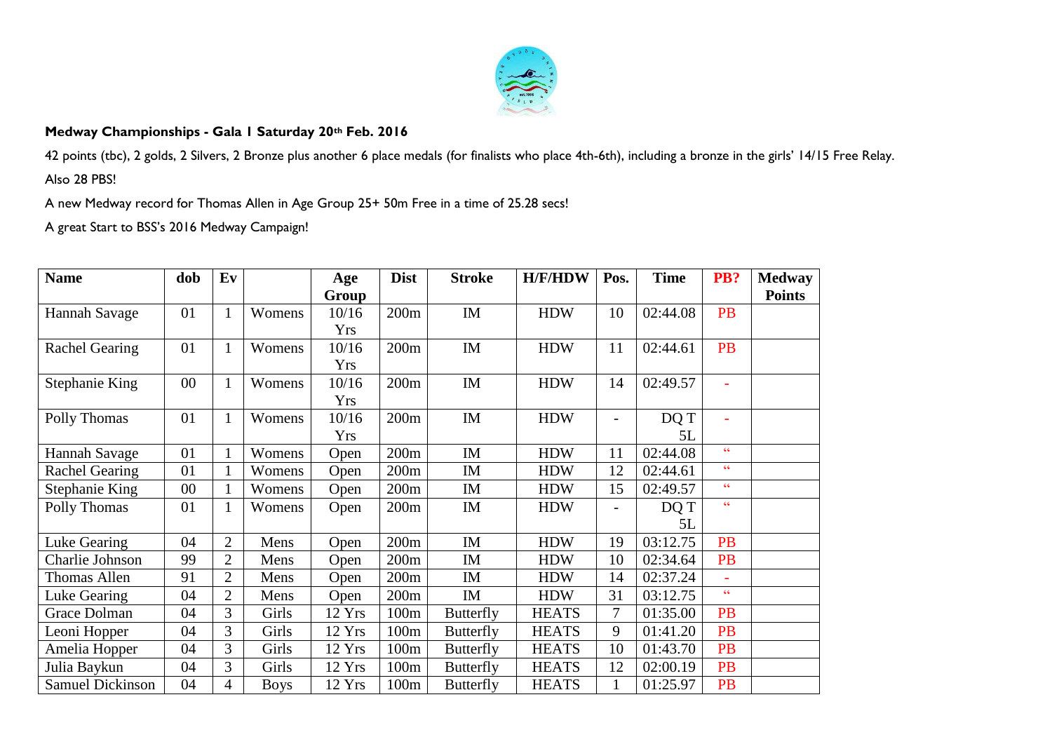**Medway Championships - Gala 1 Saturday 20th Feb. 2016**

42 points (tbc), 2 golds, 2 Silvers, 2 Bronze plus another 6 place medals (for finalists who place 4th-6th), including a bronze in the girls' 14/15 Free Relay.

Also 28 PBS!

A new Medway record for Thomas Allen in Age Group 25+ 50m Free in a time of 25.28 secs!

A great Start to BSS's 2016 Medway Campaign!

| Name | dob | Ev | | Age Group | Dist | Stroke | H/F/HDW | Pos. | Time | PB? | Medway Points |
|---|---|---|---|---|---|---|---|---|---|---|---|
| Hannah Savage | 01 | 1 | Womens | 10/16 Yrs | 200m | IM | HDW | 10 | 02:44.08 | PB | |
| Rachel Gearing | 01 | 1 | Womens | 10/16 Yrs | 200m | IM | HDW | 11 | 02:44.61 | PB | |
| Stephanie King | 00 | 1 | Womens | 10/16 Yrs | 200m | IM | HDW | 14 | 02:49.57 | - | |
| Polly Thomas | 01 | 1 | Womens | 10/16 Yrs | 200m | IM | HDW | - | DQ T 5L | - | |
| Hannah Savage | 01 | 1 | Womens | Open | 200m | IM | HDW | 11 | 02:44.08 | " | |
| Rachel Gearing | 01 | 1 | Womens | Open | 200m | IM | HDW | 12 | 02:44.61 | " | |
| Stephanie King | 00 | 1 | Womens | Open | 200m | IM | HDW | 15 | 02:49.57 | " | |
| Polly Thomas | 01 | 1 | Womens | Open | 200m | IM | HDW | - | DQ T 5L | " | |
| Luke Gearing | 04 | 2 | Mens | Open | 200m | IM | HDW | 19 | 03:12.75 | PB | |
| Charlie Johnson | 99 | 2 | Mens | Open | 200m | IM | HDW | 10 | 02:34.64 | PB | |
| Thomas Allen | 91 | 2 | Mens | Open | 200m | IM | HDW | 14 | 02:37.24 | - | |
| Luke Gearing | 04 | 2 | Mens | Open | 200m | IM | HDW | 31 | 03:12.75 | " | |
| Grace Dolman | 04 | 3 | Girls | 12 Yrs | 100m | Butterfly | HEATS | 7 | 01:35.00 | PB | |
| Leoni Hopper | 04 | 3 | Girls | 12 Yrs | 100m | Butterfly | HEATS | 9 | 01:41.20 | PB | |
| Amelia Hopper | 04 | 3 | Girls | 12 Yrs | 100m | Butterfly | HEATS | 10 | 01:43.70 | PB | |
| Julia Baykun | 04 | 3 | Girls | 12 Yrs | 100m | Butterfly | HEATS | 12 | 02:00.19 | PB | |
| Samuel Dickinson | 04 | 4 | Boys | 12 Yrs | 100m | Butterfly | HEATS | 1 | 01:25.97 | PB | |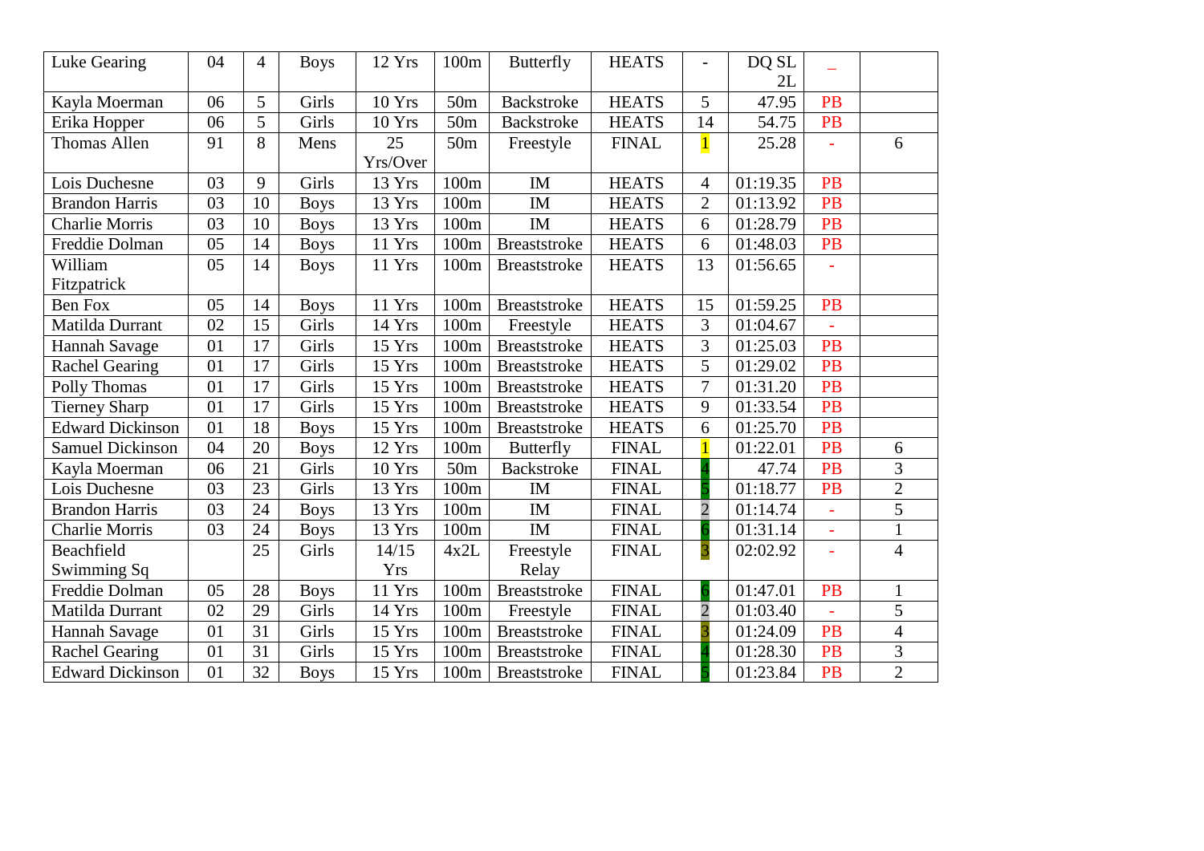| | | | | | | | | | | | |
|---|---|---|---|---|---|---|---|---|---|---|---|
| Luke Gearing | 04 | 4 | Boys | 12 Yrs | 100m | Butterfly | HEATS | - | DQ SL 2L | _ | |
| Kayla Moerman | 06 | 5 | Girls | 10 Yrs | 50m | Backstroke | HEATS | 5 | 47.95 | PB | |
| Erika Hopper | 06 | 5 | Girls | 10 Yrs | 50m | Backstroke | HEATS | 14 | 54.75 | PB | |
| Thomas Allen | 91 | 8 | Mens | 25 Yrs/Over | 50m | Freestyle | FINAL | 1 | 25.28 | - | 6 |
| Lois Duchesne | 03 | 9 | Girls | 13 Yrs | 100m | IM | HEATS | 4 | 01:19.35 | PB | |
| Brandon Harris | 03 | 10 | Boys | 13 Yrs | 100m | IM | HEATS | 2 | 01:13.92 | PB | |
| Charlie Morris | 03 | 10 | Boys | 13 Yrs | 100m | IM | HEATS | 6 | 01:28.79 | PB | |
| Freddie Dolman | 05 | 14 | Boys | 11 Yrs | 100m | Breaststroke | HEATS | 6 | 01:48.03 | PB | |
| William Fitzpatrick | 05 | 14 | Boys | 11 Yrs | 100m | Breaststroke | HEATS | 13 | 01:56.65 | - | |
| Ben Fox | 05 | 14 | Boys | 11 Yrs | 100m | Breaststroke | HEATS | 15 | 01:59.25 | PB | |
| Matilda Durrant | 02 | 15 | Girls | 14 Yrs | 100m | Freestyle | HEATS | 3 | 01:04.67 | - | |
| Hannah Savage | 01 | 17 | Girls | 15 Yrs | 100m | Breaststroke | HEATS | 3 | 01:25.03 | PB | |
| Rachel Gearing | 01 | 17 | Girls | 15 Yrs | 100m | Breaststroke | HEATS | 5 | 01:29.02 | PB | |
| Polly Thomas | 01 | 17 | Girls | 15 Yrs | 100m | Breaststroke | HEATS | 7 | 01:31.20 | PB | |
| Tierney Sharp | 01 | 17 | Girls | 15 Yrs | 100m | Breaststroke | HEATS | 9 | 01:33.54 | PB | |
| Edward Dickinson | 01 | 18 | Boys | 15 Yrs | 100m | Breaststroke | HEATS | 6 | 01:25.70 | PB | |
| Samuel Dickinson | 04 | 20 | Boys | 12 Yrs | 100m | Butterfly | FINAL | 1 | 01:22.01 | PB | 6 |
| Kayla Moerman | 06 | 21 | Girls | 10 Yrs | 50m | Backstroke | FINAL | 4 | 47.74 | PB | 3 |
| Lois Duchesne | 03 | 23 | Girls | 13 Yrs | 100m | IM | FINAL | 5 | 01:18.77 | PB | 2 |
| Brandon Harris | 03 | 24 | Boys | 13 Yrs | 100m | IM | FINAL | 2 | 01:14.74 | - | 5 |
| Charlie Morris | 03 | 24 | Boys | 13 Yrs | 100m | IM | FINAL | 6 | 01:31.14 | - | 1 |
| Beachfield Swimming Sq | | 25 | Girls | 14/15 Yrs | 4x2L | Freestyle Relay | FINAL | 3 | 02:02.92 | - | 4 |
| Freddie Dolman | 05 | 28 | Boys | 11 Yrs | 100m | Breaststroke | FINAL | 6 | 01:47.01 | PB | 1 |
| Matilda Durrant | 02 | 29 | Girls | 14 Yrs | 100m | Freestyle | FINAL | 2 | 01:03.40 | - | 5 |
| Hannah Savage | 01 | 31 | Girls | 15 Yrs | 100m | Breaststroke | FINAL | 3 | 01:24.09 | PB | 4 |
| Rachel Gearing | 01 | 31 | Girls | 15 Yrs | 100m | Breaststroke | FINAL | 4 | 01:28.30 | PB | 3 |
| Edward Dickinson | 01 | 32 | Boys | 15 Yrs | 100m | Breaststroke | FINAL | 5 | 01:23.84 | PB | 2 |